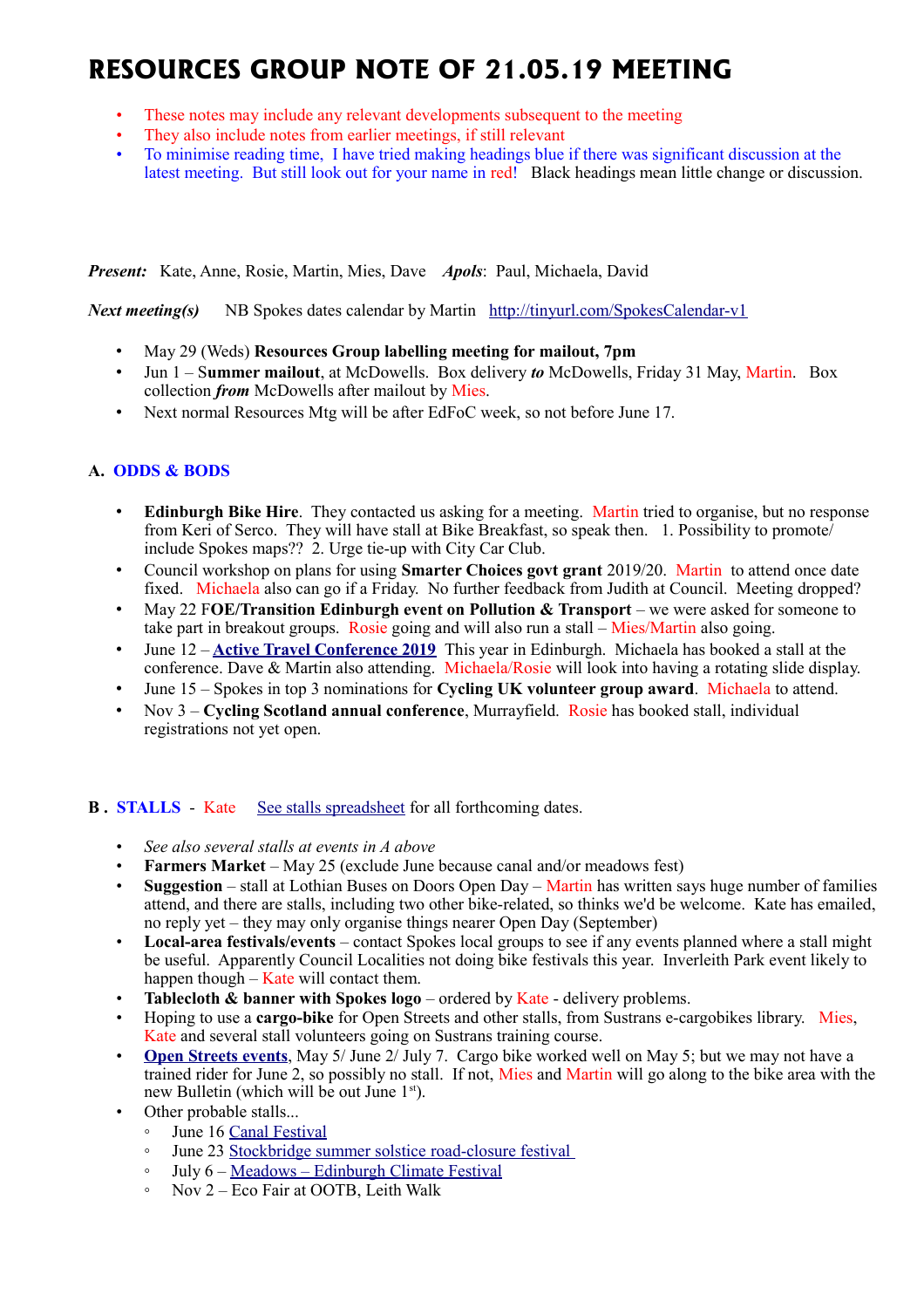# RESOURCES GROUP NOTE OF 21.05.19 MEETING

- These notes may include any relevant developments subsequent to the meeting
- They also include notes from earlier meetings, if still relevant
- To minimise reading time, I have tried making headings blue if there was significant discussion at the latest meeting. But still look out for your name in red! Black headings mean little change or discussion.

***Present:*** Kate, Anne, Rosie, Martin, Mies, Dave ***Apols***: Paul, Michaela, David

***Next meeting(s)*** NB Spokes dates calendar by Martin http://tinyurl.com/SpokesCalendar-v1

- May 29 (Weds) **Resources Group labelling meeting for mailout, 7pm**
- Jun 1 – **Summer mailout**, at McDowells. Box delivery ***to*** McDowells, Friday 31 May, Martin. Box collection ***from*** McDowells after mailout by Mies.
- Next normal Resources Mtg will be after EdFoC week, so not before June 17.

## A. ODDS & BODS

- **Edinburgh Bike Hire**. They contacted us asking for a meeting. Martin tried to organise, but no response from Keri of Serco. They will have stall at Bike Breakfast, so speak then. 1. Possibility to promote/ include Spokes maps?? 2. Urge tie-up with City Car Club.
- Council workshop on plans for using **Smarter Choices govt grant** 2019/20. Martin to attend once date fixed. Michaela also can go if a Friday. No further feedback from Judith at Council. Meeting dropped?
- May 22 F**OE/Transition Edinburgh event on Pollution & Transport** – we were asked for someone to take part in breakout groups. Rosie going and will also run a stall – Mies/Martin also going.
- June 12 – **Active Travel Conference 2019** This year in Edinburgh. Michaela has booked a stall at the conference. Dave & Martin also attending. Michaela/Rosie will look into having a rotating slide display.
- June 15 – Spokes in top 3 nominations for **Cycling UK volunteer group award**. Michaela to attend.
- Nov 3 – **Cycling Scotland annual conference**, Murrayfield. Rosie has booked stall, individual registrations not yet open.

## B . STALLS - Kate See stalls spreadsheet for all forthcoming dates.

- *See also several stalls at events in A above*
- **Farmers Market** – May 25 (exclude June because canal and/or meadows fest)
- **Suggestion** – stall at Lothian Buses on Doors Open Day – Martin has written says huge number of families attend, and there are stalls, including two other bike-related, so thinks we'd be welcome. Kate has emailed, no reply yet – they may only organise things nearer Open Day (September)
- **Local-area festivals/events** – contact Spokes local groups to see if any events planned where a stall might be useful. Apparently Council Localities not doing bike festivals this year. Inverleith Park event likely to happen though – Kate will contact them.
- **Tablecloth & banner with Spokes logo** – ordered by Kate - delivery problems.
- Hoping to use a **cargo-bike** for Open Streets and other stalls, from Sustrans e-cargobikes library. Mies, Kate and several stall volunteers going on Sustrans training course.
- **Open Streets events**, May 5/ June 2/ July 7. Cargo bike worked well on May 5; but we may not have a trained rider for June 2, so possibly no stall. If not, Mies and Martin will go along to the bike area with the new Bulletin (which will be out June 1st).
- Other probable stalls...
  - June 16 Canal Festival
  - June 23 Stockbridge summer solstice road-closure festival
  - July 6 – Meadows – Edinburgh Climate Festival
  - Nov 2 – Eco Fair at OOTB, Leith Walk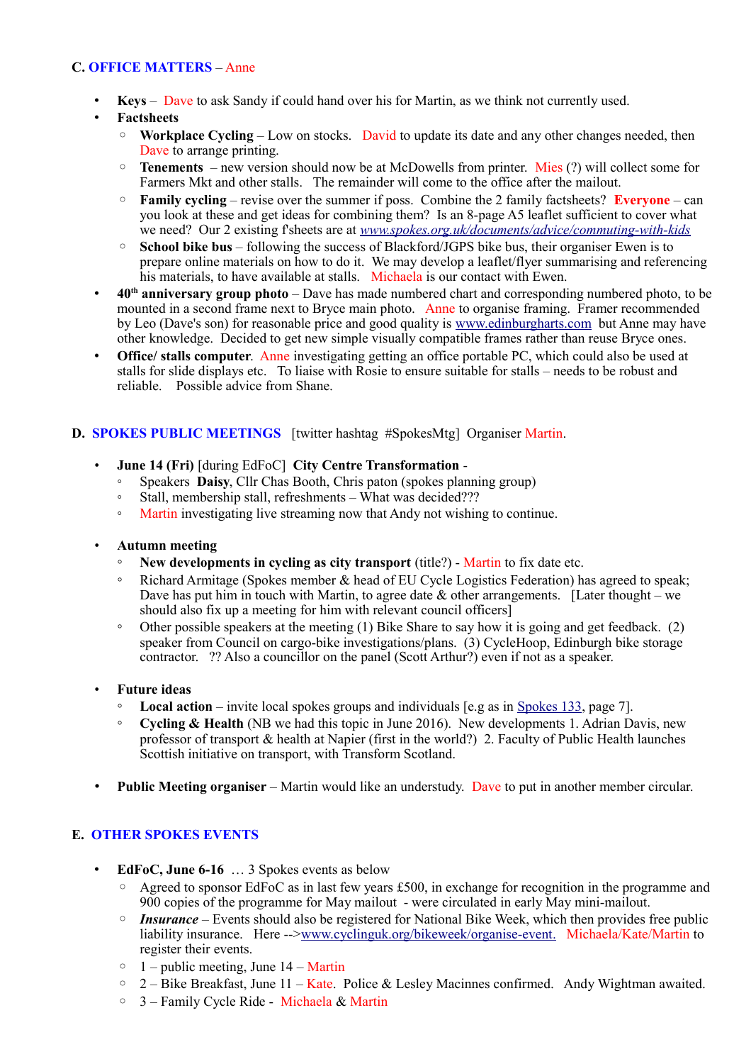## C. OFFICE MATTERS – Anne

- **Keys** – Dave to ask Sandy if could hand over his for Martin, as we think not currently used.
- **Factsheets**
  - **Workplace Cycling** – Low on stocks. David to update its date and any other changes needed, then Dave to arrange printing.
  - **Tenements** – new version should now be at McDowells from printer. Mies (?) will collect some for Farmers Mkt and other stalls. The remainder will come to the office after the mailout.
  - **Family cycling** – revise over the summer if poss. Combine the 2 family factsheets? **Everyone** – can you look at these and get ideas for combining them? Is an 8-page A5 leaflet sufficient to cover what we need? Our 2 existing f'sheets are at *www.spokes.org.uk/documents/advice/commuting-with-kids*
  - **School bike bus** – following the success of Blackford/JGPS bike bus, their organiser Ewen is to prepare online materials on how to do it. We may develop a leaflet/flyer summarising and referencing his materials, to have available at stalls. Michaela is our contact with Ewen.
- **40th anniversary group photo** – Dave has made numbered chart and corresponding numbered photo, to be mounted in a second frame next to Bryce main photo. Anne to organise framing. Framer recommended by Leo (Dave's son) for reasonable price and good quality is www.edinburgharts.com but Anne may have other knowledge. Decided to get new simple visually compatible frames rather than reuse Bryce ones.
- **Office/ stalls computer**. Anne investigating getting an office portable PC, which could also be used at stalls for slide displays etc. To liaise with Rosie to ensure suitable for stalls – needs to be robust and reliable. Possible advice from Shane.

## D. SPOKES PUBLIC MEETINGS [twitter hashtag #SpokesMtg] Organiser Martin.

- **June 14 (Fri)** [during EdFoC] **City Centre Transformation** -
  - Speakers **Daisy**, Cllr Chas Booth, Chris paton (spokes planning group)
  - Stall, membership stall, refreshments – What was decided???
  - Martin investigating live streaming now that Andy not wishing to continue.

- **Autumn meeting**
  - **New developments in cycling as city transport** (title?) - Martin to fix date etc.
  - Richard Armitage (Spokes member & head of EU Cycle Logistics Federation) has agreed to speak; Dave has put him in touch with Martin, to agree date & other arrangements. [Later thought – we should also fix up a meeting for him with relevant council officers]
  - Other possible speakers at the meeting (1) Bike Share to say how it is going and get feedback. (2) speaker from Council on cargo-bike investigations/plans. (3) CycleHoop, Edinburgh bike storage contractor. ?? Also a councillor on the panel (Scott Arthur?) even if not as a speaker.

- **Future ideas**
  - **Local action** – invite local spokes groups and individuals [e.g as in Spokes 133, page 7].
  - **Cycling & Health** (NB we had this topic in June 2016). New developments 1. Adrian Davis, new professor of transport & health at Napier (first in the world?) 2. Faculty of Public Health launches Scottish initiative on transport, with Transform Scotland.

- **Public Meeting organiser** – Martin would like an understudy. Dave to put in another member circular.

## E. OTHER SPOKES EVENTS

- **EdFoC, June 6-16** … 3 Spokes events as below
  - Agreed to sponsor EdFoC as in last few years £500, in exchange for recognition in the programme and 900 copies of the programme for May mailout - were circulated in early May mini-mailout.
  - ***Insurance*** – Events should also be registered for National Bike Week, which then provides free public liability insurance. Here -->www.cyclinguk.org/bikeweek/organise-event. Michaela/Kate/Martin to register their events.
  - 1 – public meeting, June 14 – Martin
  - 2 – Bike Breakfast, June 11 – Kate. Police & Lesley Macinnes confirmed. Andy Wightman awaited.
  - 3 – Family Cycle Ride - Michaela & Martin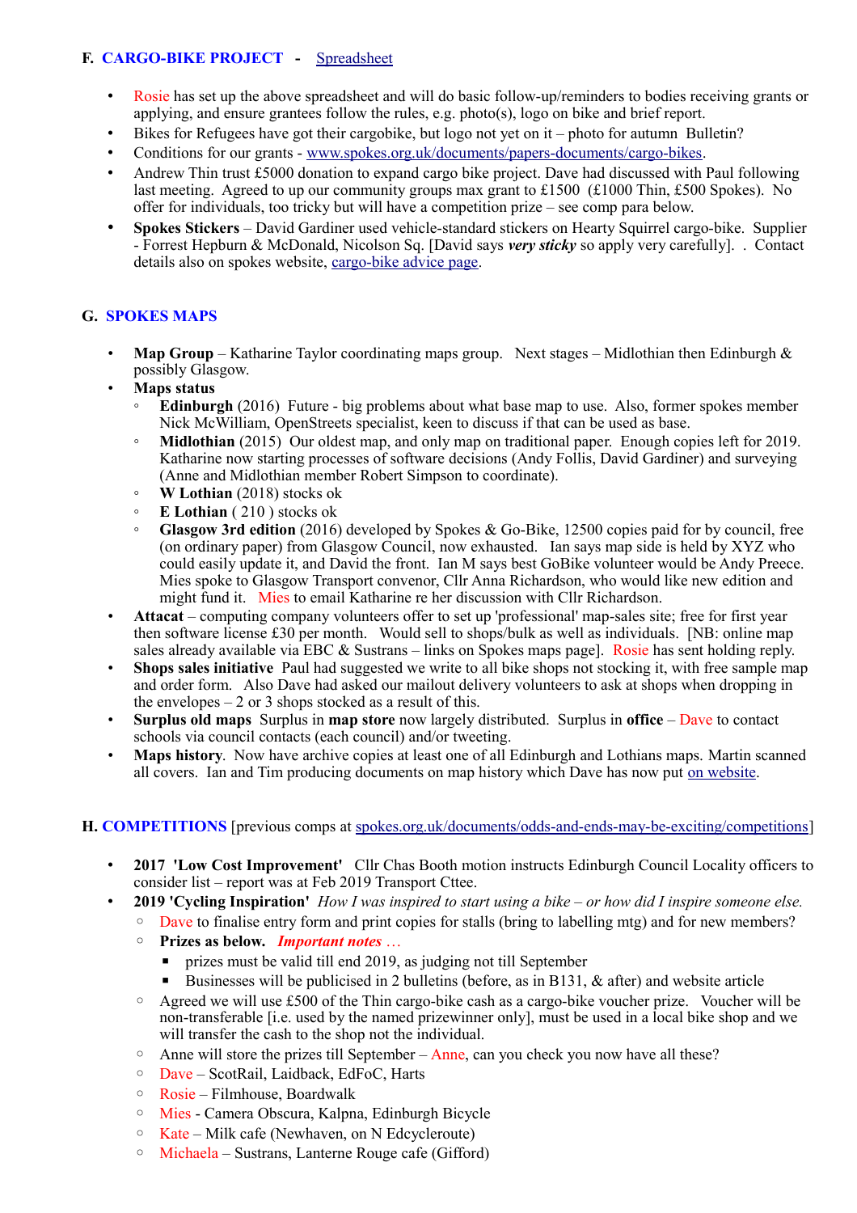## F. CARGO-BIKE PROJECT - Spreadsheet

- Rosie has set up the above spreadsheet and will do basic follow-up/reminders to bodies receiving grants or applying, and ensure grantees follow the rules, e.g. photo(s), logo on bike and brief report.
- Bikes for Refugees have got their cargobike, but logo not yet on it – photo for autumn Bulletin?
- Conditions for our grants - www.spokes.org.uk/documents/papers-documents/cargo-bikes.
- Andrew Thin trust £5000 donation to expand cargo bike project. Dave had discussed with Paul following last meeting. Agreed to up our community groups max grant to £1500 (£1000 Thin, £500 Spokes). No offer for individuals, too tricky but will have a competition prize – see comp para below.
- **Spokes Stickers** – David Gardiner used vehicle-standard stickers on Hearty Squirrel cargo-bike. Supplier - Forrest Hepburn & McDonald, Nicolson Sq. [David says ***very sticky*** so apply very carefully]. . Contact details also on spokes website, cargo-bike advice page.

## G. SPOKES MAPS

- **Map Group** – Katharine Taylor coordinating maps group. Next stages – Midlothian then Edinburgh & possibly Glasgow.
- **Maps status**
  - **Edinburgh** (2016) Future - big problems about what base map to use. Also, former spokes member Nick McWilliam, OpenStreets specialist, keen to discuss if that can be used as base.
  - **Midlothian** (2015) Our oldest map, and only map on traditional paper. Enough copies left for 2019. Katharine now starting processes of software decisions (Andy Follis, David Gardiner) and surveying (Anne and Midlothian member Robert Simpson to coordinate).
  - **W Lothian** (2018) stocks ok
  - **E Lothian** ( 210 ) stocks ok
  - **Glasgow 3rd edition** (2016) developed by Spokes & Go-Bike, 12500 copies paid for by council, free (on ordinary paper) from Glasgow Council, now exhausted. Ian says map side is held by XYZ who could easily update it, and David the front. Ian M says best GoBike volunteer would be Andy Preece. Mies spoke to Glasgow Transport convenor, Cllr Anna Richardson, who would like new edition and might fund it. Mies to email Katharine re her discussion with Cllr Richardson.
- **Attacat** – computing company volunteers offer to set up 'professional' map-sales site; free for first year then software license £30 per month. Would sell to shops/bulk as well as individuals. [NB: online map sales already available via EBC & Sustrans – links on Spokes maps page]. Rosie has sent holding reply.
- **Shops sales initiative** Paul had suggested we write to all bike shops not stocking it, with free sample map and order form. Also Dave had asked our mailout delivery volunteers to ask at shops when dropping in the envelopes – 2 or 3 shops stocked as a result of this.
- **Surplus old maps** Surplus in **map store** now largely distributed. Surplus in **office** – Dave to contact schools via council contacts (each council) and/or tweeting.
- **Maps history**. Now have archive copies at least one of all Edinburgh and Lothians maps. Martin scanned all covers. Ian and Tim producing documents on map history which Dave has now put on website.

## H. COMPETITIONS [previous comps at spokes.org.uk/documents/odds-and-ends-may-be-exciting/competitions]

- **2017 'Low Cost Improvement'** Cllr Chas Booth motion instructs Edinburgh Council Locality officers to consider list – report was at Feb 2019 Transport Cttee.
- **2019 'Cycling Inspiration'** *How I was inspired to start using a bike – or how did I inspire someone else.*
  - Dave to finalise entry form and print copies for stalls (bring to labelling mtg) and for new members?
  - **Prizes as below.** ***Important notes …***
    - prizes must be valid till end 2019, as judging not till September
    - Businesses will be publicised in 2 bulletins (before, as in B131, & after) and website article
  - Agreed we will use £500 of the Thin cargo-bike cash as a cargo-bike voucher prize. Voucher will be non-transferable [i.e. used by the named prizewinner only], must be used in a local bike shop and we will transfer the cash to the shop not the individual.
  - Anne will store the prizes till September – Anne, can you check you now have all these?
  - Dave – ScotRail, Laidback, EdFoC, Harts
  - Rosie – Filmhouse, Boardwalk
  - Mies - Camera Obscura, Kalpna, Edinburgh Bicycle
  - Kate – Milk cafe (Newhaven, on N Edcycleroute)
  - Michaela – Sustrans, Lanterne Rouge cafe (Gifford)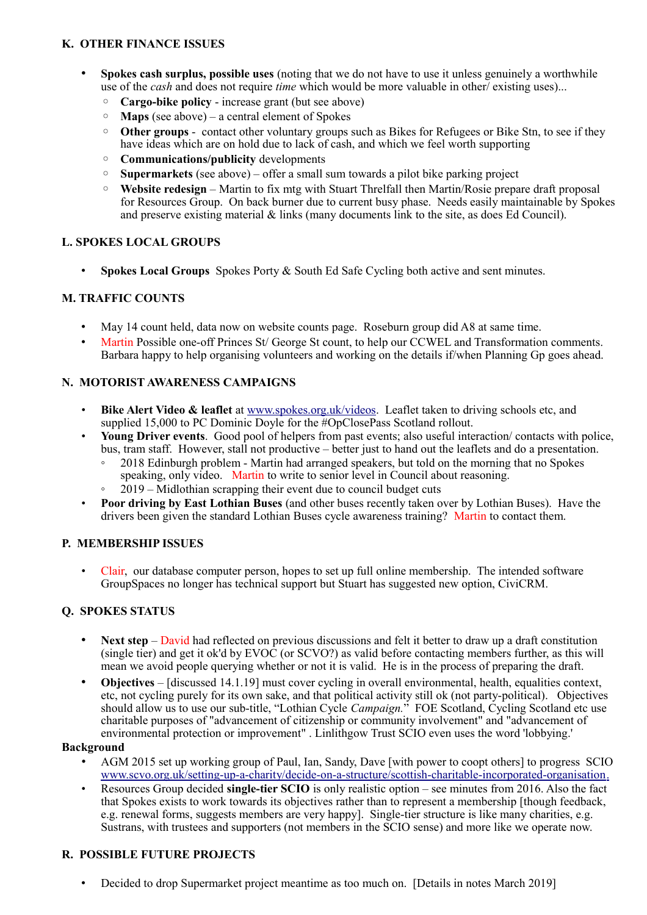## K. OTHER FINANCE ISSUES

- **Spokes cash surplus, possible uses** (noting that we do not have to use it unless genuinely a worthwhile use of the *cash* and does not require *time* which would be more valuable in other/ existing uses)...
  - **Cargo-bike policy** - increase grant (but see above)
  - **Maps** (see above) – a central element of Spokes
  - **Other groups** - contact other voluntary groups such as Bikes for Refugees or Bike Stn, to see if they have ideas which are on hold due to lack of cash, and which we feel worth supporting
  - **Communications/publicity** developments
  - **Supermarkets** (see above) – offer a small sum towards a pilot bike parking project
  - **Website redesign** – Martin to fix mtg with Stuart Threlfall then Martin/Rosie prepare draft proposal for Resources Group. On back burner due to current busy phase. Needs easily maintainable by Spokes and preserve existing material & links (many documents link to the site, as does Ed Council).

## L. SPOKES LOCAL GROUPS

- **Spokes Local Groups** Spokes Porty & South Ed Safe Cycling both active and sent minutes.

## M. TRAFFIC COUNTS

- May 14 count held, data now on website counts page. Roseburn group did A8 at same time.
- Martin Possible one-off Princes St/ George St count, to help our CCWEL and Transformation comments. Barbara happy to help organising volunteers and working on the details if/when Planning Gp goes ahead.

## N. MOTORIST AWARENESS CAMPAIGNS

- **Bike Alert Video & leaflet** at www.spokes.org.uk/videos. Leaflet taken to driving schools etc, and supplied 15,000 to PC Dominic Doyle for the #OpClosePass Scotland rollout.
- **Young Driver events**. Good pool of helpers from past events; also useful interaction/ contacts with police, bus, tram staff. However, stall not productive – better just to hand out the leaflets and do a presentation.
  - 2018 Edinburgh problem - Martin had arranged speakers, but told on the morning that no Spokes speaking, only video. Martin to write to senior level in Council about reasoning.
  - 2019 – Midlothian scrapping their event due to council budget cuts
- **Poor driving by East Lothian Buses** (and other buses recently taken over by Lothian Buses). Have the drivers been given the standard Lothian Buses cycle awareness training? Martin to contact them.

## P. MEMBERSHIP ISSUES

- Clair, our database computer person, hopes to set up full online membership. The intended software GroupSpaces no longer has technical support but Stuart has suggested new option, CiviCRM.

## Q. SPOKES STATUS

- **Next step** – David had reflected on previous discussions and felt it better to draw up a draft constitution (single tier) and get it ok'd by EVOC (or SCVO?) as valid before contacting members further, as this will mean we avoid people querying whether or not it is valid. He is in the process of preparing the draft.
- **Objectives** – [discussed 14.1.19] must cover cycling in overall environmental, health, equalities context, etc, not cycling purely for its own sake, and that political activity still ok (not party-political). Objectives should allow us to use our sub-title, "Lothian Cycle *Campaign.*" FOE Scotland, Cycling Scotland etc use charitable purposes of "advancement of citizenship or community involvement" and "advancement of environmental protection or improvement" . Linlithgow Trust SCIO even uses the word 'lobbying.'

**Background**

- AGM 2015 set up working group of Paul, Ian, Sandy, Dave [with power to coopt others] to progress SCIO www.scvo.org.uk/setting-up-a-charity/decide-on-a-structure/scottish-charitable-incorporated-organisation.
- Resources Group decided **single-tier SCIO** is only realistic option – see minutes from 2016. Also the fact that Spokes exists to work towards its objectives rather than to represent a membership [though feedback, e.g. renewal forms, suggests members are very happy]. Single-tier structure is like many charities, e.g. Sustrans, with trustees and supporters (not members in the SCIO sense) and more like we operate now.

## R. POSSIBLE FUTURE PROJECTS

- Decided to drop Supermarket project meantime as too much on. [Details in notes March 2019]